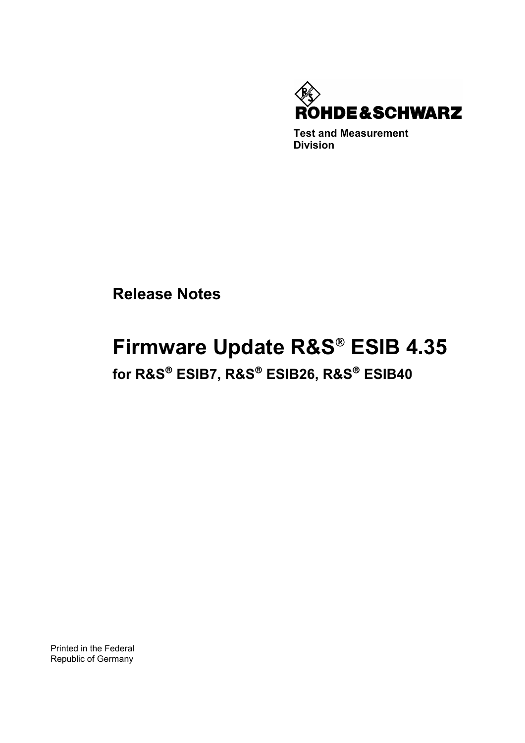ROHDE&SCHWARZ

**Test and Measurement Division**

## Release Notes

# Firmware Update R&S® ESIB 4.35

### for R&S® ESIB7, R&S® ESIB26, R&S® ESIB40

Printed in the Federal Republic of Germany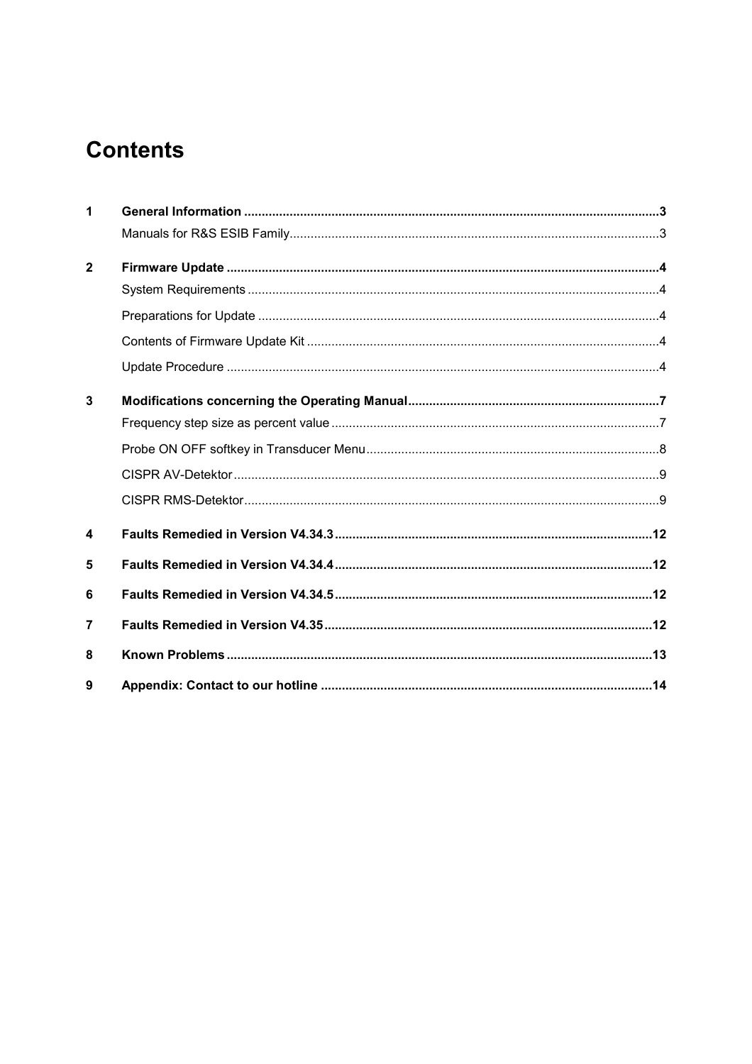# Contents

| | | |
|---|---|---|
| **1** | **General Information** | **3** |
| | Manuals for R&S ESIB Family | 3 |
| **2** | **Firmware Update** | **4** |
| | System Requirements | 4 |
| | Preparations for Update | 4 |
| | Contents of Firmware Update Kit | 4 |
| | Update Procedure | 4 |
| **3** | **Modifications concerning the Operating Manual** | **7** |
| | Frequency step size as percent value | 7 |
| | Probe ON OFF softkey in Transducer Menu | 8 |
| | CISPR AV-Detektor | 9 |
| | CISPR RMS-Detektor | 9 |
| **4** | **Faults Remedied in Version V4.34.3** | **12** |
| **5** | **Faults Remedied in Version V4.34.4** | **12** |
| **6** | **Faults Remedied in Version V4.34.5** | **12** |
| **7** | **Faults Remedied in Version V4.35** | **12** |
| **8** | **Known Problems** | **13** |
| **9** | **Appendix: Contact to our hotline** | **14** |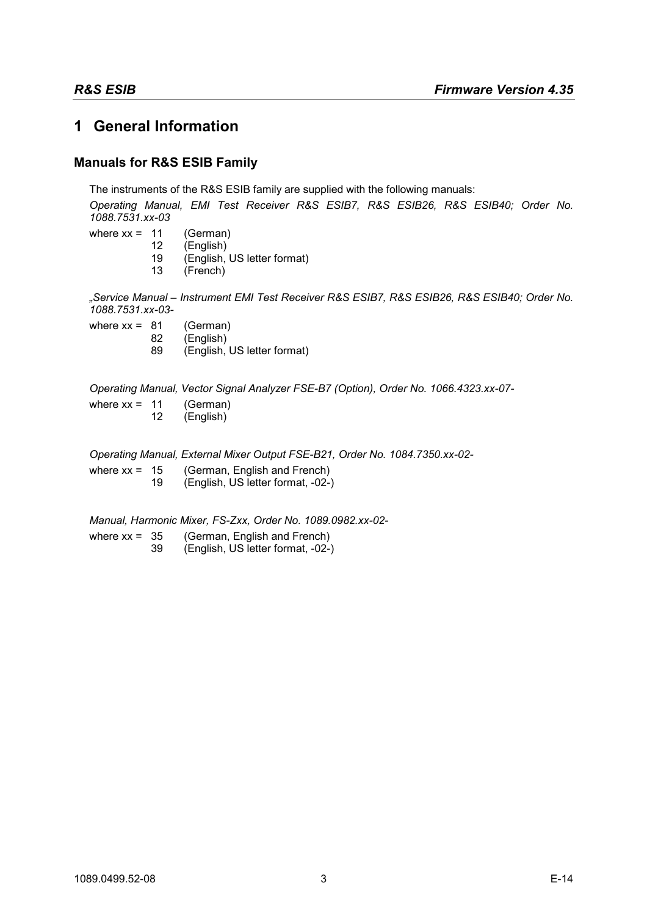# 1 General Information

## Manuals for R&S ESIB Family

The instruments of the R&S ESIB family are supplied with the following manuals:

*Operating Manual, EMI Test Receiver R&S ESIB7, R&S ESIB26, R&S ESIB40; Order No. 1088.7531.xx-03*

where xx = 11 (German)
12 (English)
19 (English, US letter format)
13 (French)

*„Service Manual – Instrument EMI Test Receiver R&S ESIB7, R&S ESIB26, R&S ESIB40; Order No. 1088.7531.xx-03-*

where xx = 81 (German)
82 (English)
89 (English, US letter format)

*Operating Manual, Vector Signal Analyzer FSE-B7 (Option), Order No. 1066.4323.xx-07-*

where xx = 11 (German)
12 (English)

*Operating Manual, External Mixer Output FSE-B21, Order No. 1084.7350.xx-02-*

where xx = 15 (German, English and French)
19 (English, US letter format, -02-)

*Manual, Harmonic Mixer, FS-Zxx, Order No. 1089.0982.xx-02-*

where xx = 35 (German, English and French)
39 (English, US letter format, -02-)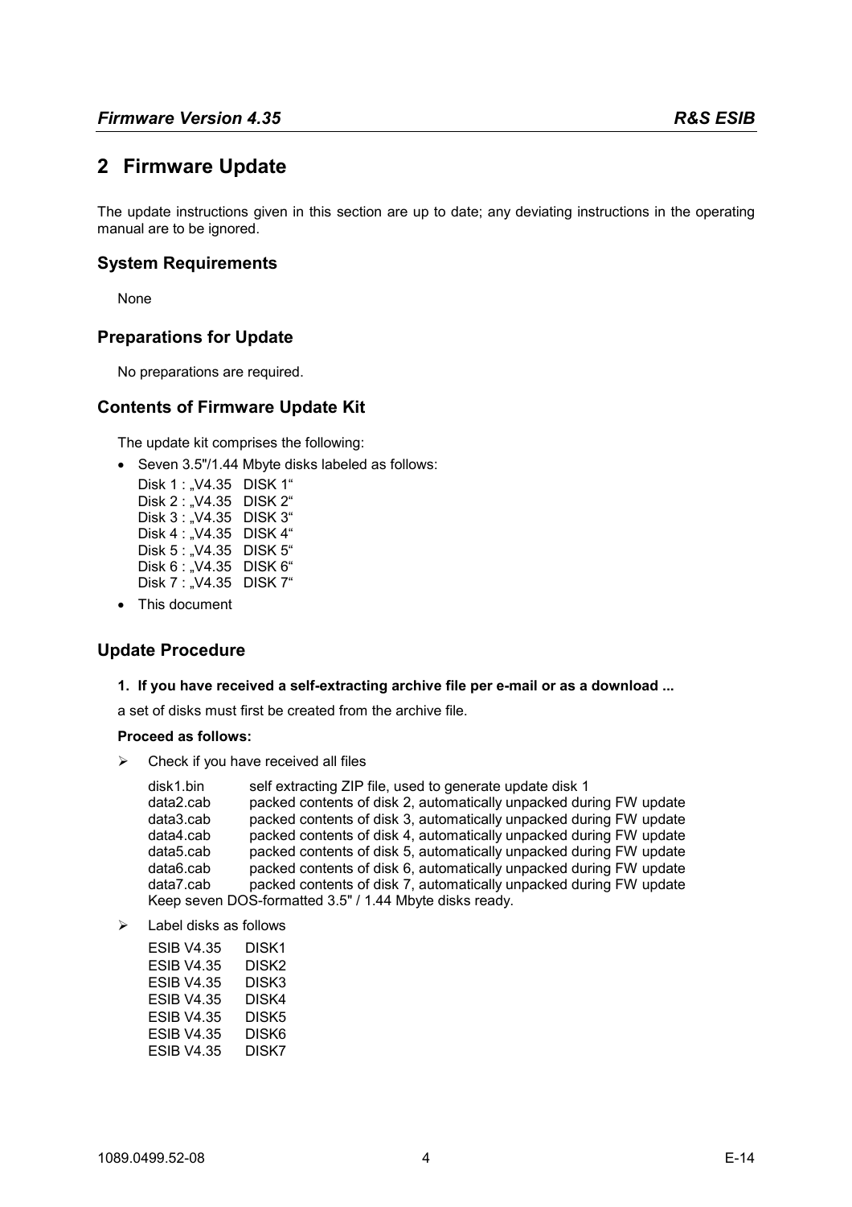# 2 Firmware Update

The update instructions given in this section are up to date; any deviating instructions in the operating manual are to be ignored.

## System Requirements

None

## Preparations for Update

No preparations are required.

## Contents of Firmware Update Kit

The update kit comprises the following:

- Seven 3.5"/1.44 Mbyte disks labeled as follows:
  Disk 1 : „V4.35 DISK 1"
  Disk 2 : „V4.35 DISK 2"
  Disk 3 : „V4.35 DISK 3"
  Disk 4 : „V4.35 DISK 4"
  Disk 5 : „V4.35 DISK 5"
  Disk 6 : „V4.35 DISK 6"
  Disk 7 : „V4.35 DISK 7"
- This document

## Update Procedure

**1. If you have received a self-extracting archive file per e-mail or as a download ...**

a set of disks must first be created from the archive file.

**Proceed as follows:**

➢ Check if you have received all files

| | |
|---|---|
| disk1.bin | self extracting ZIP file, used to generate update disk 1 |
| data2.cab | packed contents of disk 2, automatically unpacked during FW update |
| data3.cab | packed contents of disk 3, automatically unpacked during FW update |
| data4.cab | packed contents of disk 4, automatically unpacked during FW update |
| data5.cab | packed contents of disk 5, automatically unpacked during FW update |
| data6.cab | packed contents of disk 6, automatically unpacked during FW update |
| data7.cab | packed contents of disk 7, automatically unpacked during FW update |

Keep seven DOS-formatted 3.5" / 1.44 Mbyte disks ready.

➢ Label disks as follows

| | |
|---|---|
| ESIB V4.35 | DISK1 |
| ESIB V4.35 | DISK2 |
| ESIB V4.35 | DISK3 |
| ESIB V4.35 | DISK4 |
| ESIB V4.35 | DISK5 |
| ESIB V4.35 | DISK6 |
| ESIB V4.35 | DISK7 |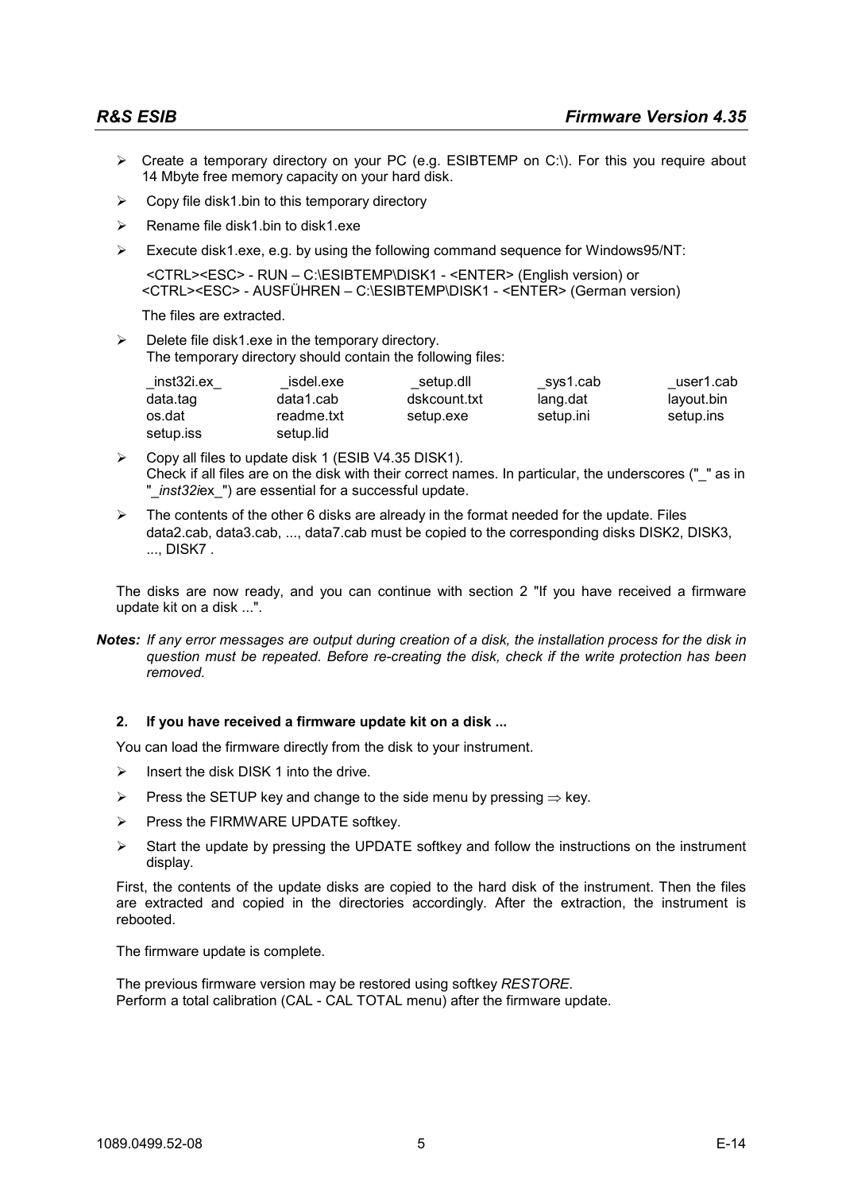- Create a temporary directory on your PC (e.g. ESIBTEMP on C:\). For this you require about 14 Mbyte free memory capacity on your hard disk.
- Copy file disk1.bin to this temporary directory
- Rename file disk1.bin to disk1.exe
- Execute disk1.exe, e.g. by using the following command sequence for Windows95/NT:

  <CTRL><ESC> - RUN – C:\ESIBTEMP\DISK1 - <ENTER> (English version) or
  <CTRL><ESC> - AUSFÜHREN – C:\ESIBTEMP\DISK1 - <ENTER> (German version)

  The files are extracted.

- Delete file disk1.exe in the temporary directory.
  The temporary directory should contain the following files:

| | | | | |
|---|---|---|---|---|
| _inst32i.ex_ | _isdel.exe | _setup.dll | _sys1.cab | _user1.cab |
| data.tag | data1.cab | dskcount.txt | lang.dat | layout.bin |
| os.dat | readme.txt | setup.exe | setup.ini | setup.ins |
| setup.iss | setup.lid | | | |

- Copy all files to update disk 1 (ESIB V4.35 DISK1).
  Check if all files are on the disk with their correct names. In particular, the underscores ("_" as in "*_inst32i*ex_") are essential for a successful update.
- The contents of the other 6 disks are already in the format needed for the update. Files data2.cab, data3.cab, ..., data7.cab must be copied to the corresponding disks DISK2, DISK3, ..., DISK7 .

The disks are now ready, and you can continue with section 2 "If you have received a firmware update kit on a disk ...".

***Notes:*** *If any error messages are output during creation of a disk, the installation process for the disk in question must be repeated. Before re-creating the disk, check if the write protection has been removed.*

### 2. If you have received a firmware update kit on a disk ...

You can load the firmware directly from the disk to your instrument.

- Insert the disk DISK 1 into the drive.
- Press the SETUP key and change to the side menu by pressing ⇒ key.
- Press the FIRMWARE UPDATE softkey.
- Start the update by pressing the UPDATE softkey and follow the instructions on the instrument display.

First, the contents of the update disks are copied to the hard disk of the instrument. Then the files are extracted and copied in the directories accordingly. After the extraction, the instrument is rebooted.

The firmware update is complete.

The previous firmware version may be restored using softkey *RESTORE*.
Perform a total calibration (CAL - CAL TOTAL menu) after the firmware update.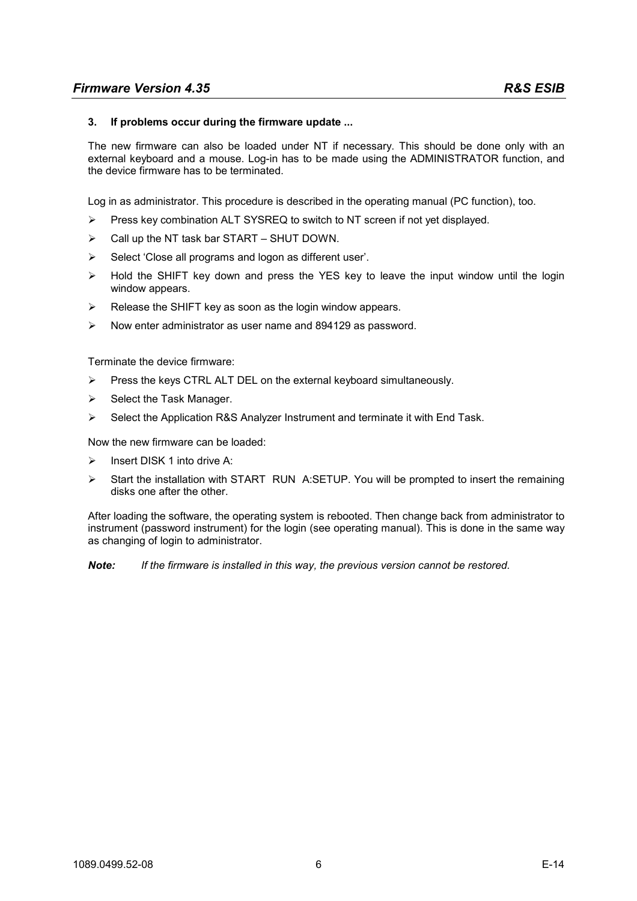### 3. If problems occur during the firmware update ...

The new firmware can also be loaded under NT if necessary. This should be done only with an external keyboard and a mouse. Log-in has to be made using the ADMINISTRATOR function, and the device firmware has to be terminated.

Log in as administrator. This procedure is described in the operating manual (PC function), too.

- Press key combination ALT SYSREQ to switch to NT screen if not yet displayed.
- Call up the NT task bar START – SHUT DOWN.
- Select 'Close all programs and logon as different user'.
- Hold the SHIFT key down and press the YES key to leave the input window until the login window appears.
- Release the SHIFT key as soon as the login window appears.
- Now enter administrator as user name and 894129 as password.

Terminate the device firmware:

- Press the keys CTRL ALT DEL on the external keyboard simultaneously.
- Select the Task Manager.
- Select the Application R&S Analyzer Instrument and terminate it with End Task.

Now the new firmware can be loaded:

- Insert DISK 1 into drive A:
- Start the installation with START RUN A:SETUP. You will be prompted to insert the remaining disks one after the other.

After loading the software, the operating system is rebooted. Then change back from administrator to instrument (password instrument) for the login (see operating manual). This is done in the same way as changing of login to administrator.

***Note:*** *If the firmware is installed in this way, the previous version cannot be restored.*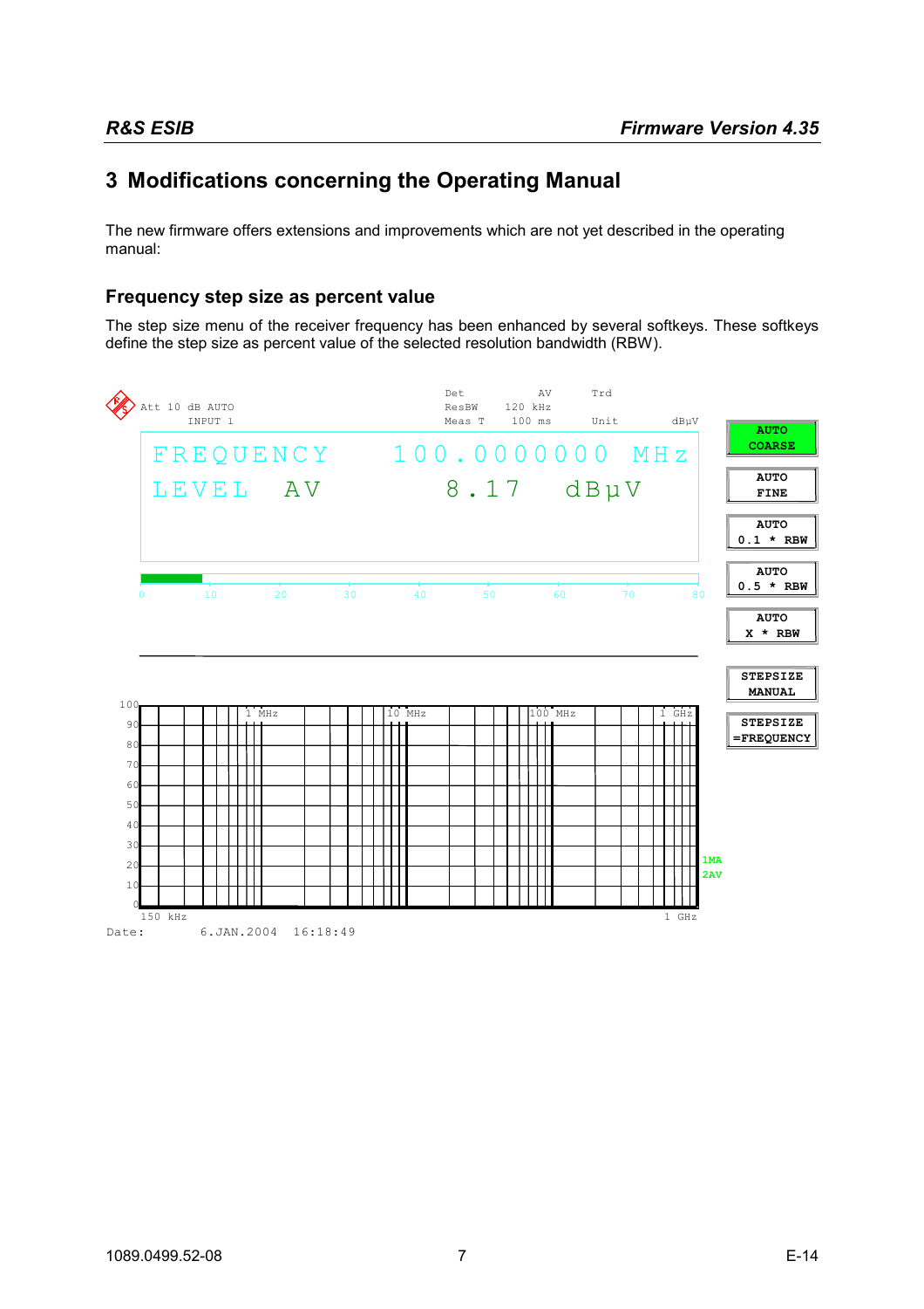# 3 Modifications concerning the Operating Manual

The new firmware offers extensions and improvements which are not yet described in the operating manual:

## Frequency step size as percent value

The step size menu of the receiver frequency has been enhanced by several softkeys. These softkeys define the step size as percent value of the selected resolution bandwidth (RBW).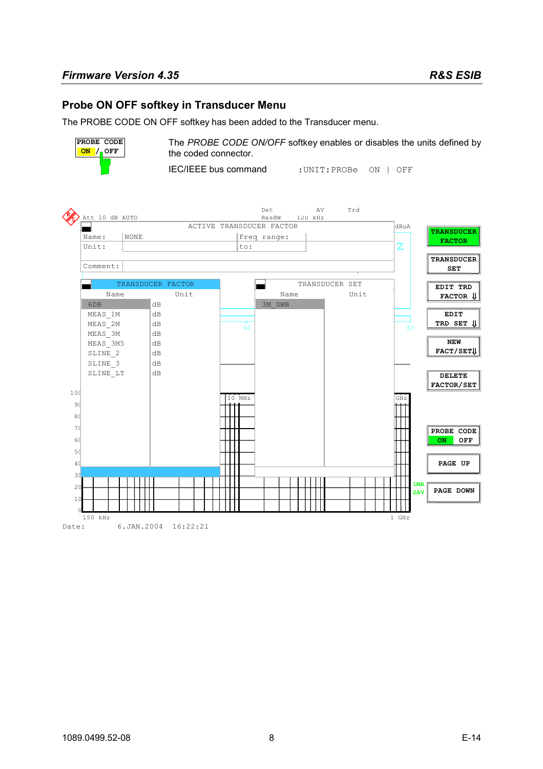## Probe ON OFF softkey in Transducer Menu

The PROBE CODE ON OFF softkey has been added to the Transducer menu.

PROBE CODE ON / OFF

The *PROBE CODE ON/OFF* softkey enables or disables the units defined by the coded connector.

IEC/IEEE bus command :UNIT:PROBe ON | OFF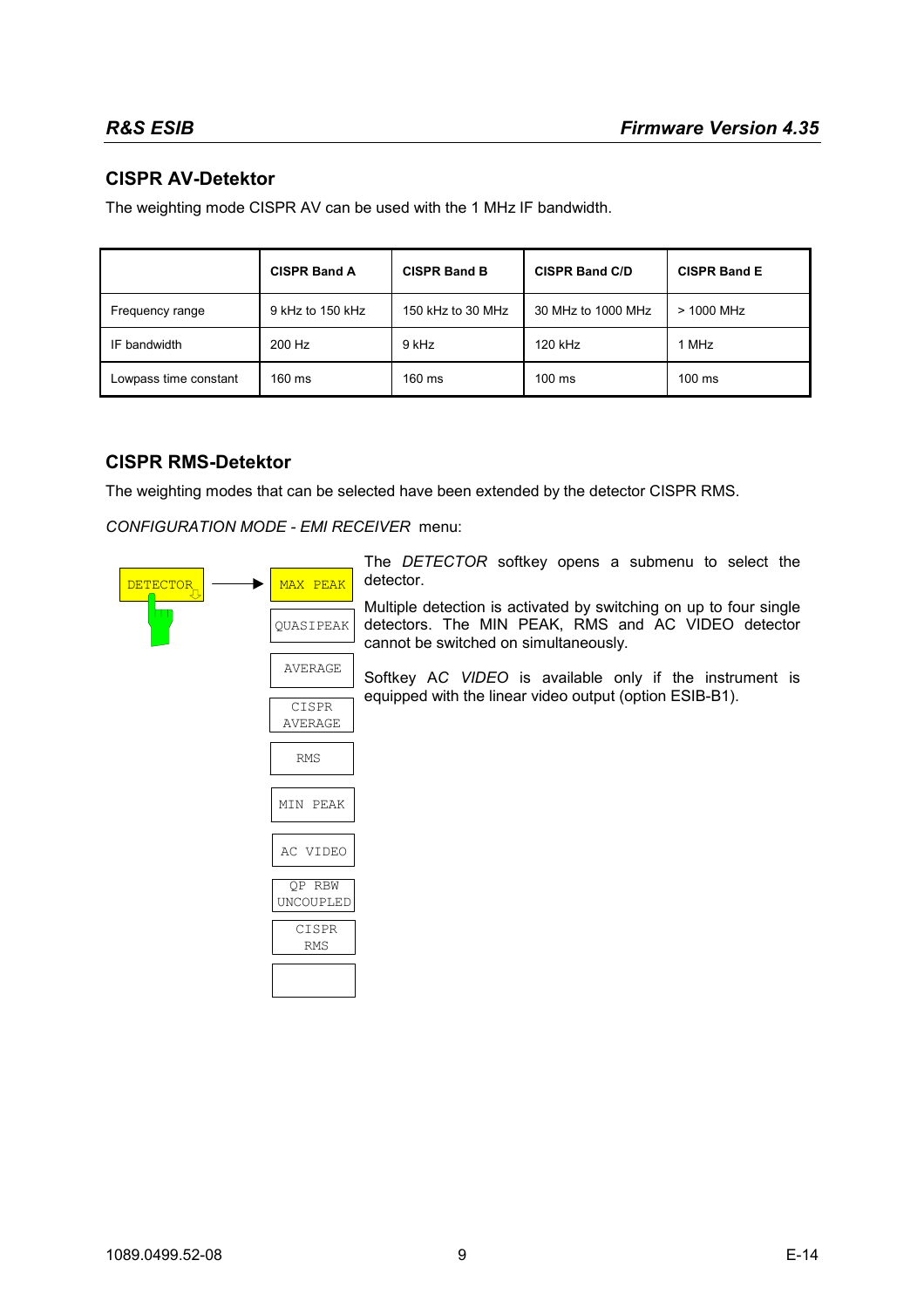## CISPR AV-Detektor

The weighting mode CISPR AV can be used with the 1 MHz IF bandwidth.

| | CISPR Band A | CISPR Band B | CISPR Band C/D | CISPR Band E |
|---|---|---|---|---|
| Frequency range | 9 kHz to 150 kHz | 150 kHz to 30 MHz | 30 MHz to 1000 MHz | > 1000 MHz |
| IF bandwidth | 200 Hz | 9 kHz | 120 kHz | 1 MHz |
| Lowpass time constant | 160 ms | 160 ms | 100 ms | 100 ms |

## CISPR RMS-Detektor

The weighting modes that can be selected have been extended by the detector CISPR RMS.

*CONFIGURATION MODE - EMI RECEIVER* menu:

DETECTOR → MAX PEAK, QUASIPEAK, AVERAGE, CISPR AVERAGE, RMS, MIN PEAK, AC VIDEO, QP RBW UNCOUPLED, CISPR RMS

The *DETECTOR* softkey opens a submenu to select the detector.

Multiple detection is activated by switching on up to four single detectors. The MIN PEAK, RMS and AC VIDEO detector cannot be switched on simultaneously.

Softkey A*C VIDEO* is available only if the instrument is equipped with the linear video output (option ESIB-B1).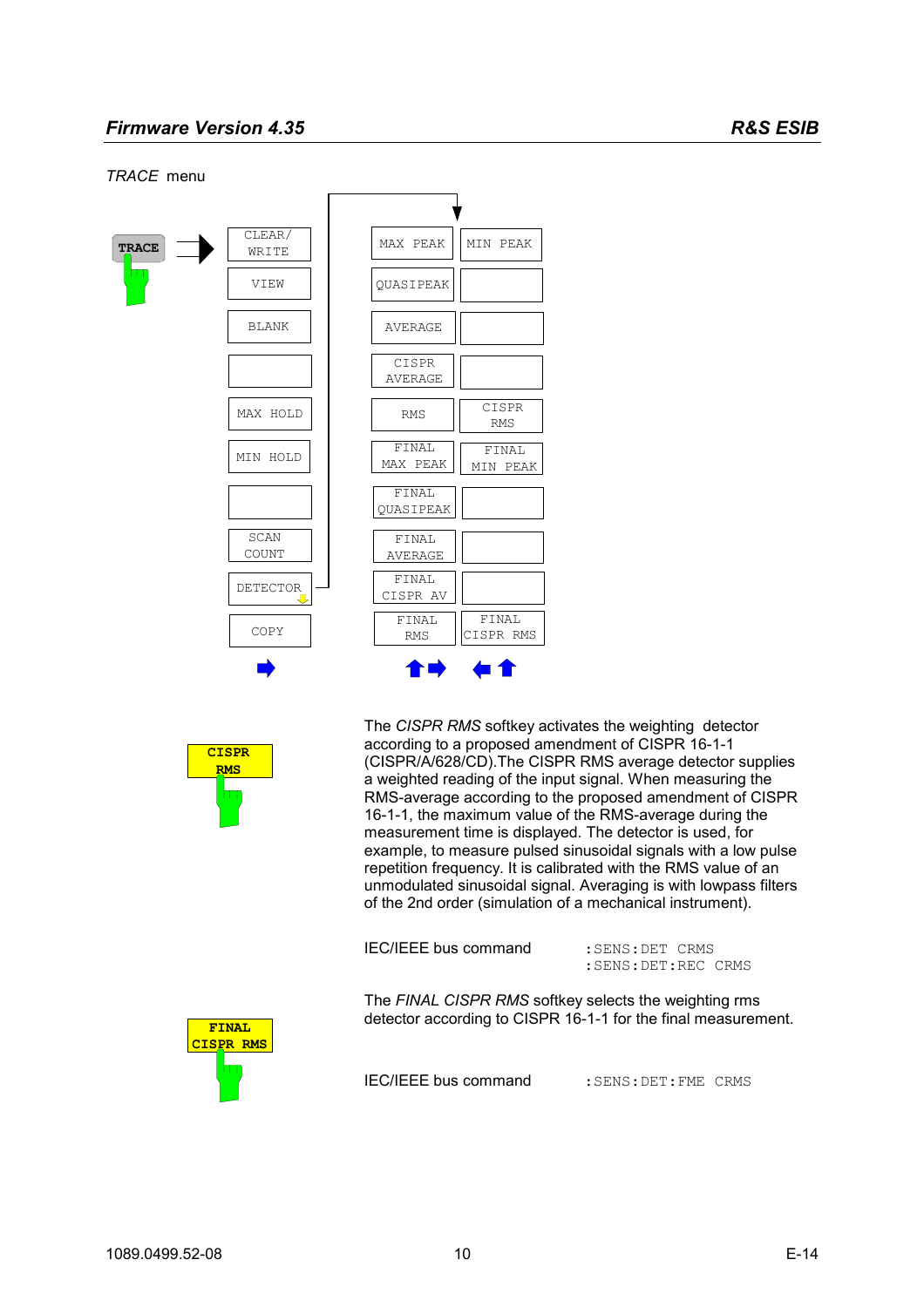*TRACE* menu

| TRACE | | | |
|---|---|---|---|
| | CLEAR/ WRITE | MAX PEAK | MIN PEAK |
| | VIEW | QUASIPEAK | |
| | BLANK | AVERAGE | |
| | | CISPR AVERAGE | |
| | MAX HOLD | RMS | CISPR RMS |
| | MIN HOLD | FINAL MAX PEAK | FINAL MIN PEAK |
| | | FINAL QUASIPEAK | |
| | SCAN COUNT | FINAL AVERAGE | |
| | DETECTOR | FINAL CISPR AV | |
| | COPY | FINAL RMS | FINAL CISPR RMS |

**CISPR RMS**

The *CISPR RMS* softkey activates the weighting detector according to a proposed amendment of CISPR 16-1-1 (CISPR/A/628/CD).The CISPR RMS average detector supplies a weighted reading of the input signal. When measuring the RMS-average according to the proposed amendment of CISPR 16-1-1, the maximum value of the RMS-average during the measurement time is displayed. The detector is used, for example, to measure pulsed sinusoidal signals with a low pulse repetition frequency. It is calibrated with the RMS value of an unmodulated sinusoidal signal. Averaging is with lowpass filters of the 2nd order (simulation of a mechanical instrument).

IEC/IEEE bus command

```
:SENS:DET CRMS
:SENS:DET:REC CRMS
```

**FINAL CISPR RMS**

The *FINAL CISPR RMS* softkey selects the weighting rms detector according to CISPR 16-1-1 for the final measurement.

IEC/IEEE bus command

```
:SENS:DET:FME CRMS
```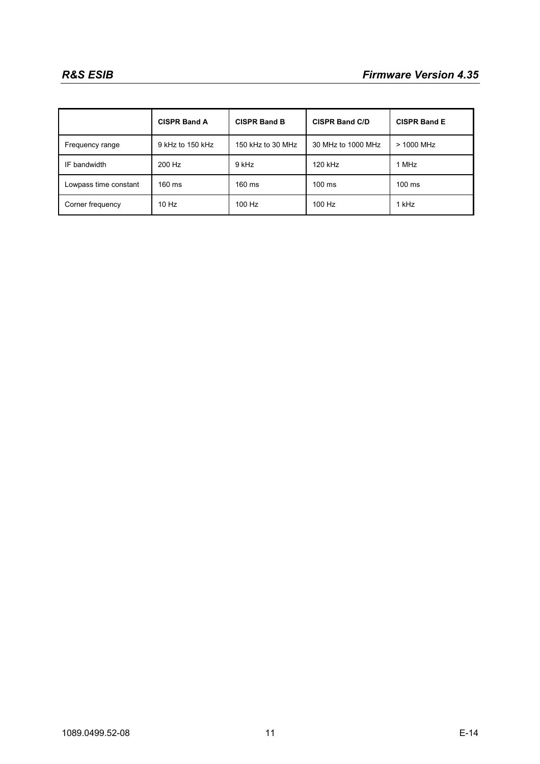|  | CISPR Band A | CISPR Band B | CISPR Band C/D | CISPR Band E |
| --- | --- | --- | --- | --- |
| Frequency range | 9 kHz to 150 kHz | 150 kHz to 30 MHz | 30 MHz to 1000 MHz | > 1000 MHz |
| IF bandwidth | 200 Hz | 9 kHz | 120 kHz | 1 MHz |
| Lowpass time constant | 160 ms | 160 ms | 100 ms | 100 ms |
| Corner frequency | 10 Hz | 100 Hz | 100 Hz | 1 kHz |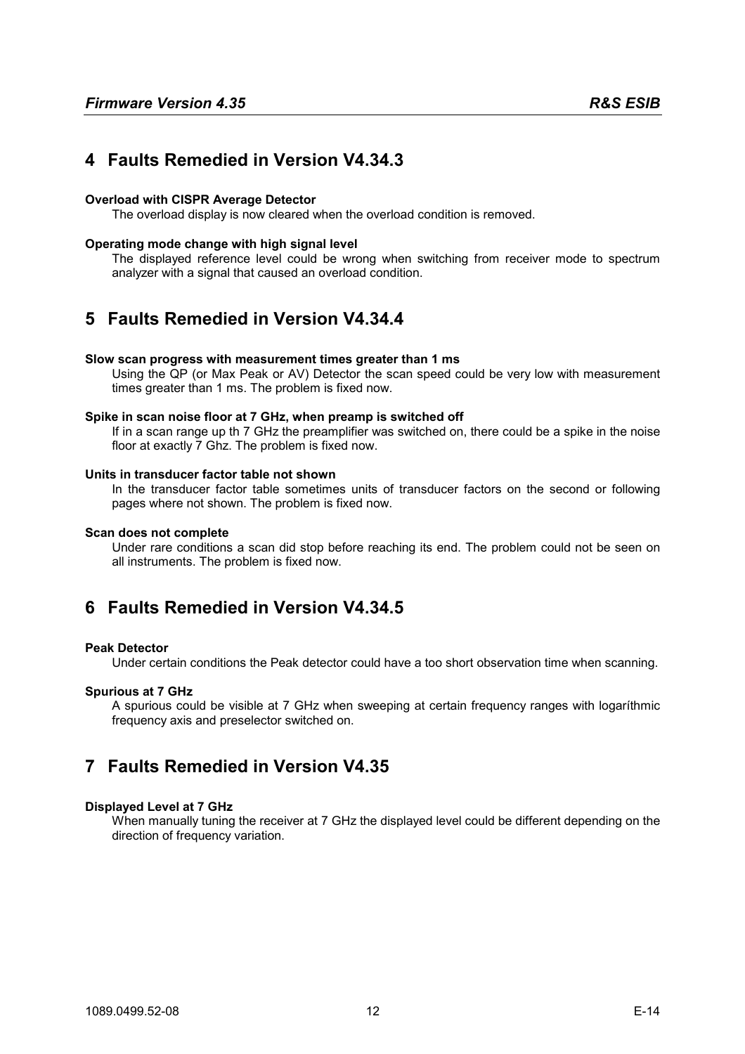## 4 Faults Remedied in Version V4.34.3

**Overload with CISPR Average Detector**

The overload display is now cleared when the overload condition is removed.

**Operating mode change with high signal level**

The displayed reference level could be wrong when switching from receiver mode to spectrum analyzer with a signal that caused an overload condition.

## 5 Faults Remedied in Version V4.34.4

**Slow scan progress with measurement times greater than 1 ms**

Using the QP (or Max Peak or AV) Detector the scan speed could be very low with measurement times greater than 1 ms. The problem is fixed now.

**Spike in scan noise floor at 7 GHz, when preamp is switched off**

If in a scan range up th 7 GHz the preamplifier was switched on, there could be a spike in the noise floor at exactly 7 Ghz. The problem is fixed now.

**Units in transducer factor table not shown**

In the transducer factor table sometimes units of transducer factors on the second or following pages where not shown. The problem is fixed now.

**Scan does not complete**

Under rare conditions a scan did stop before reaching its end. The problem could not be seen on all instruments. The problem is fixed now.

## 6 Faults Remedied in Version V4.34.5

**Peak Detector**

Under certain conditions the Peak detector could have a too short observation time when scanning.

**Spurious at 7 GHz**

A spurious could be visible at 7 GHz when sweeping at certain frequency ranges with logaríthmic frequency axis and preselector switched on.

## 7 Faults Remedied in Version V4.35

**Displayed Level at 7 GHz**

When manually tuning the receiver at 7 GHz the displayed level could be different depending on the direction of frequency variation.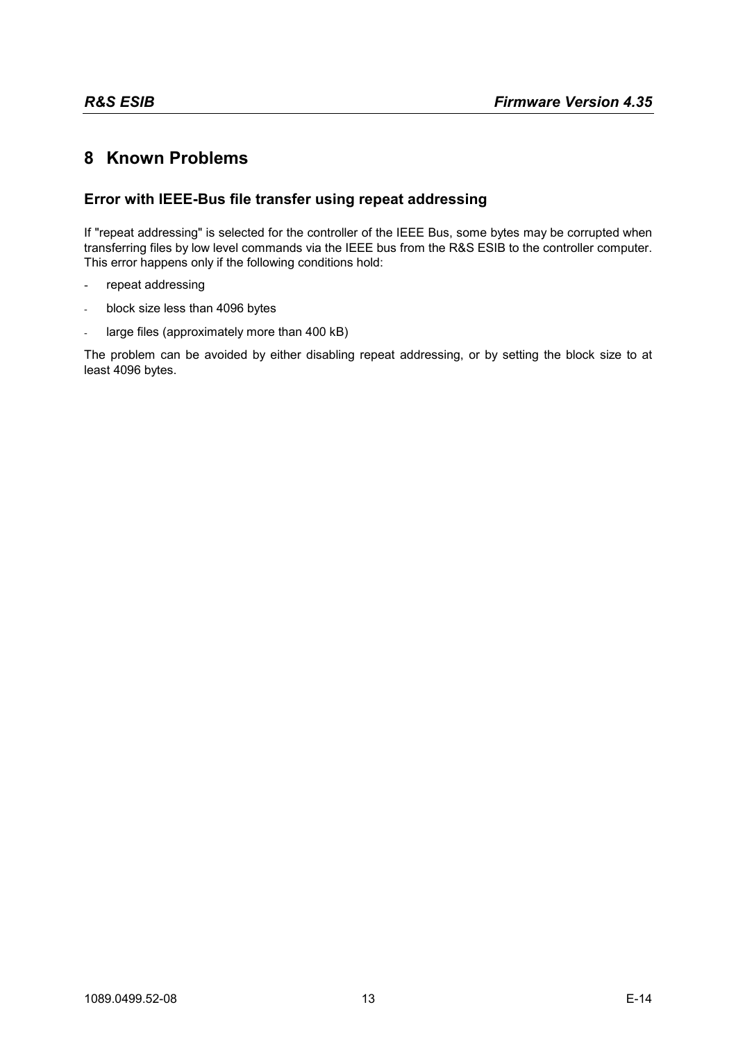# 8 Known Problems

## Error with IEEE-Bus file transfer using repeat addressing

If "repeat addressing" is selected for the controller of the IEEE Bus, some bytes may be corrupted when transferring files by low level commands via the IEEE bus from the R&S ESIB to the controller computer. This error happens only if the following conditions hold:

- repeat addressing
- block size less than 4096 bytes
- large files (approximately more than 400 kB)

The problem can be avoided by either disabling repeat addressing, or by setting the block size to at least 4096 bytes.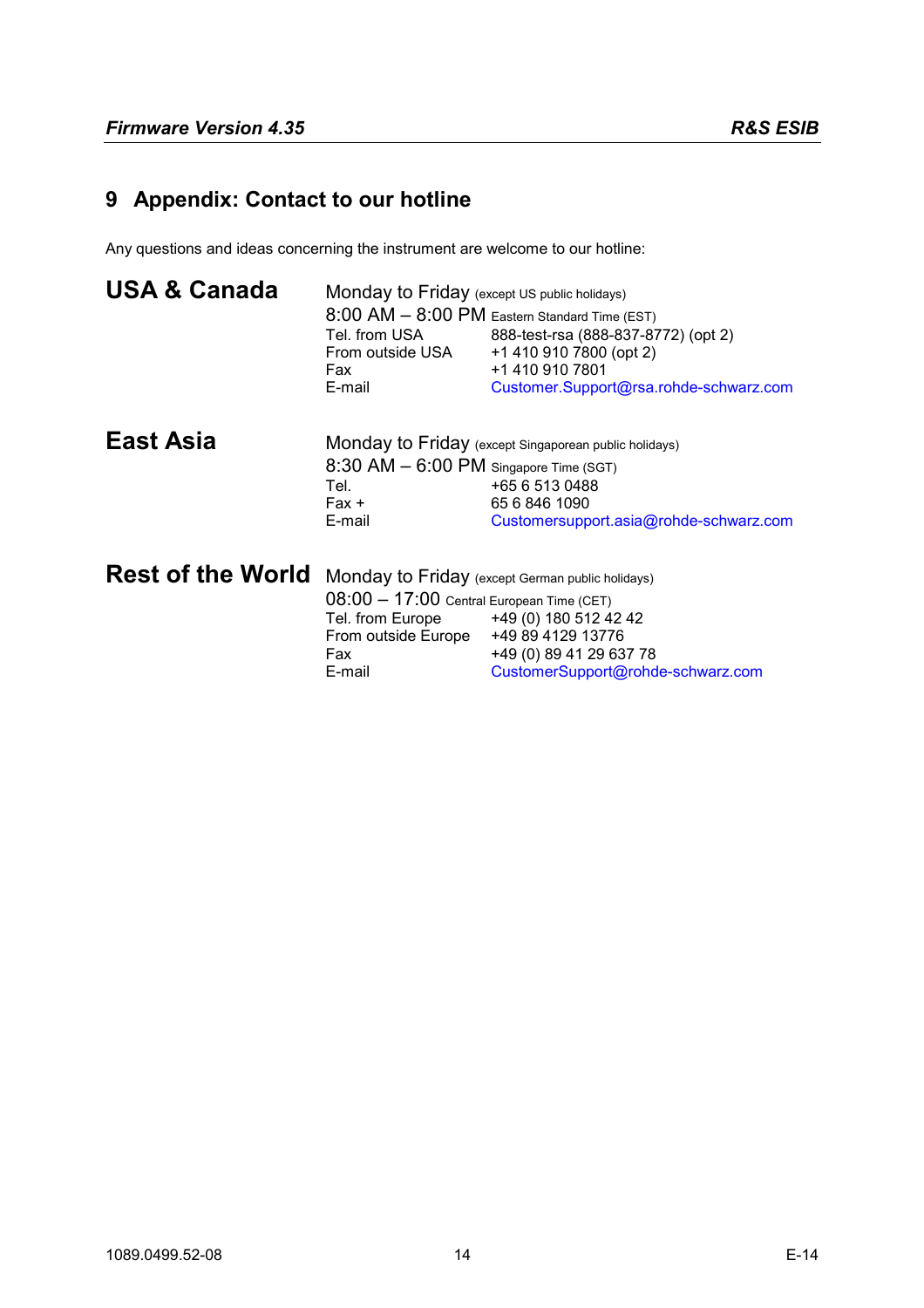# 9 Appendix: Contact to our hotline

Any questions and ideas concerning the instrument are welcome to our hotline:

## USA & Canada

Monday to Friday (except US public holidays)
8:00 AM – 8:00 PM Eastern Standard Time (EST)

| | |
|---|---|
| Tel. from USA | 888-test-rsa (888-837-8772) (opt 2) |
| From outside USA | +1 410 910 7800 (opt 2) |
| Fax | +1 410 910 7801 |
| E-mail | Customer.Support@rsa.rohde-schwarz.com |

## East Asia

Monday to Friday (except Singaporean public holidays)
8:30 AM – 6:00 PM Singapore Time (SGT)

| | |
|---|---|
| Tel. | +65 6 513 0488 |
| Fax + | 65 6 846 1090 |
| E-mail | Customersupport.asia@rohde-schwarz.com |

## Rest of the World

Monday to Friday (except German public holidays)
08:00 – 17:00 Central European Time (CET)

| | |
|---|---|
| Tel. from Europe | +49 (0) 180 512 42 42 |
| From outside Europe | +49 89 4129 13776 |
| Fax | +49 (0) 89 41 29 637 78 |
| E-mail | CustomerSupport@rohde-schwarz.com |